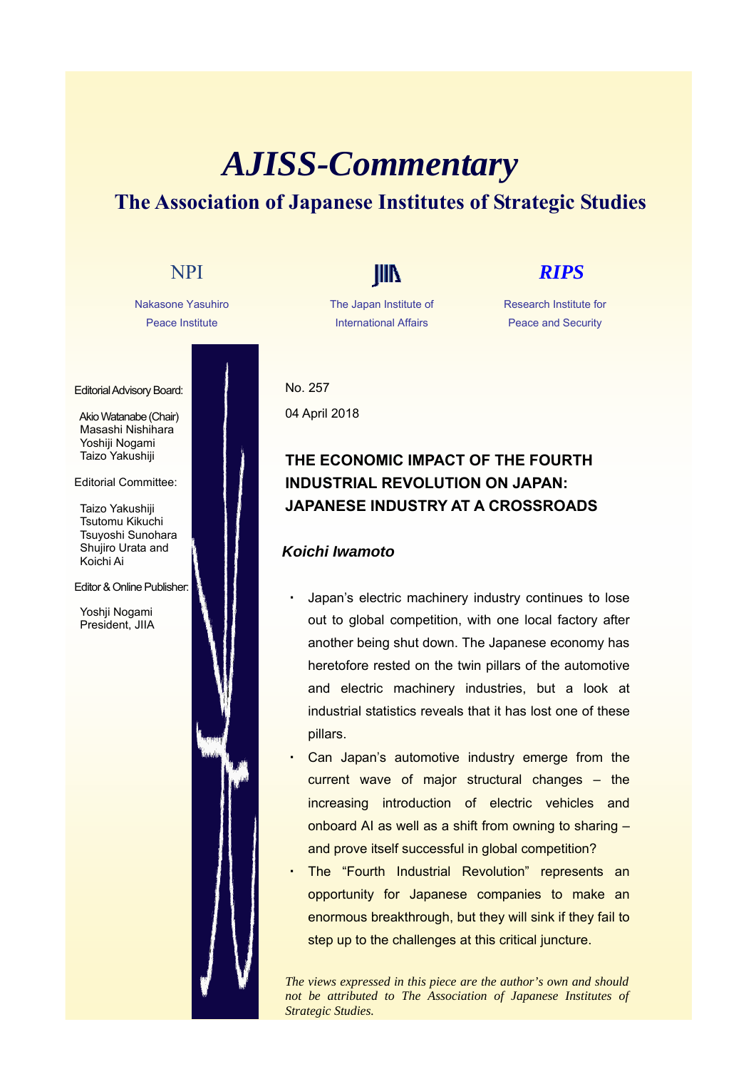# AJISS-Commentary

## The Association of Japanese Institutes of Strategic Studies

NPI — Nakasone Yasuhiro Peace Institute

JIIA — The Japan Institute of International Affairs

*RIPS* — Research Institute for Peace and Security

Editorial Advisory Board:

Akio Watanabe (Chair)
Masashi Nishihara
Yoshiji Nogami
Taizo Yakushiji

Editorial Committee:

Taizo Yakushiji
Tsutomu Kikuchi
Tsuyoshi Sunohara
Shujiro Urata and
Koichi Ai

Editor & Online Publisher:

Yoshji Nogami
President, JIIA

No. 257

04 April 2018

### THE ECONOMIC IMPACT OF THE FOURTH INDUSTRIAL REVOLUTION ON JAPAN: JAPANESE INDUSTRY AT A CROSSROADS

***Koichi Iwamoto***

- Japan's electric machinery industry continues to lose out to global competition, with one local factory after another being shut down. The Japanese economy has heretofore rested on the twin pillars of the automotive and electric machinery industries, but a look at industrial statistics reveals that it has lost one of these pillars.
- Can Japan's automotive industry emerge from the current wave of major structural changes – the increasing introduction of electric vehicles and onboard AI as well as a shift from owning to sharing – and prove itself successful in global competition?
- The "Fourth Industrial Revolution" represents an opportunity for Japanese companies to make an enormous breakthrough, but they will sink if they fail to step up to the challenges at this critical juncture.

*The views expressed in this piece are the author's own and should not be attributed to The Association of Japanese Institutes of Strategic Studies.*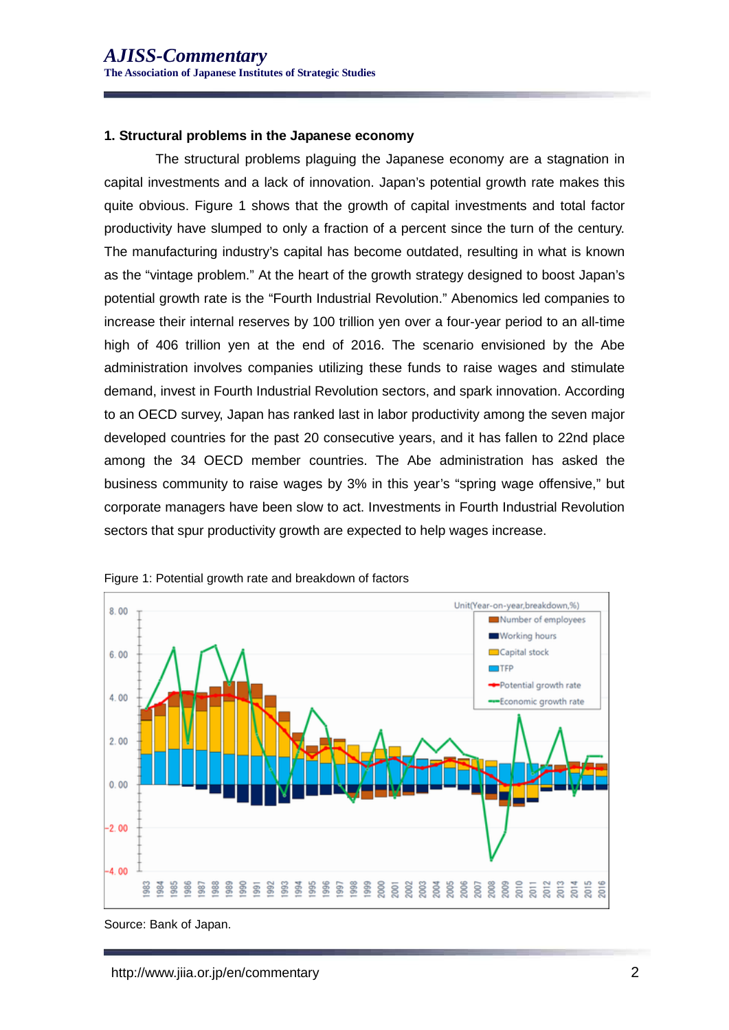## 1. Structural problems in the Japanese economy

The structural problems plaguing the Japanese economy are a stagnation in capital investments and a lack of innovation. Japan's potential growth rate makes this quite obvious. Figure 1 shows that the growth of capital investments and total factor productivity have slumped to only a fraction of a percent since the turn of the century. The manufacturing industry's capital has become outdated, resulting in what is known as the "vintage problem." At the heart of the growth strategy designed to boost Japan's potential growth rate is the "Fourth Industrial Revolution." Abenomics led companies to increase their internal reserves by 100 trillion yen over a four-year period to an all-time high of 406 trillion yen at the end of 2016. The scenario envisioned by the Abe administration involves companies utilizing these funds to raise wages and stimulate demand, invest in Fourth Industrial Revolution sectors, and spark innovation. According to an OECD survey, Japan has ranked last in labor productivity among the seven major developed countries for the past 20 consecutive years, and it has fallen to 22nd place among the 34 OECD member countries. The Abe administration has asked the business community to raise wages by 3% in this year's "spring wage offensive," but corporate managers have been slow to act. Investments in Fourth Industrial Revolution sectors that spur productivity growth are expected to help wages increase.

Figure 1: Potential growth rate and breakdown of factors

Source: Bank of Japan.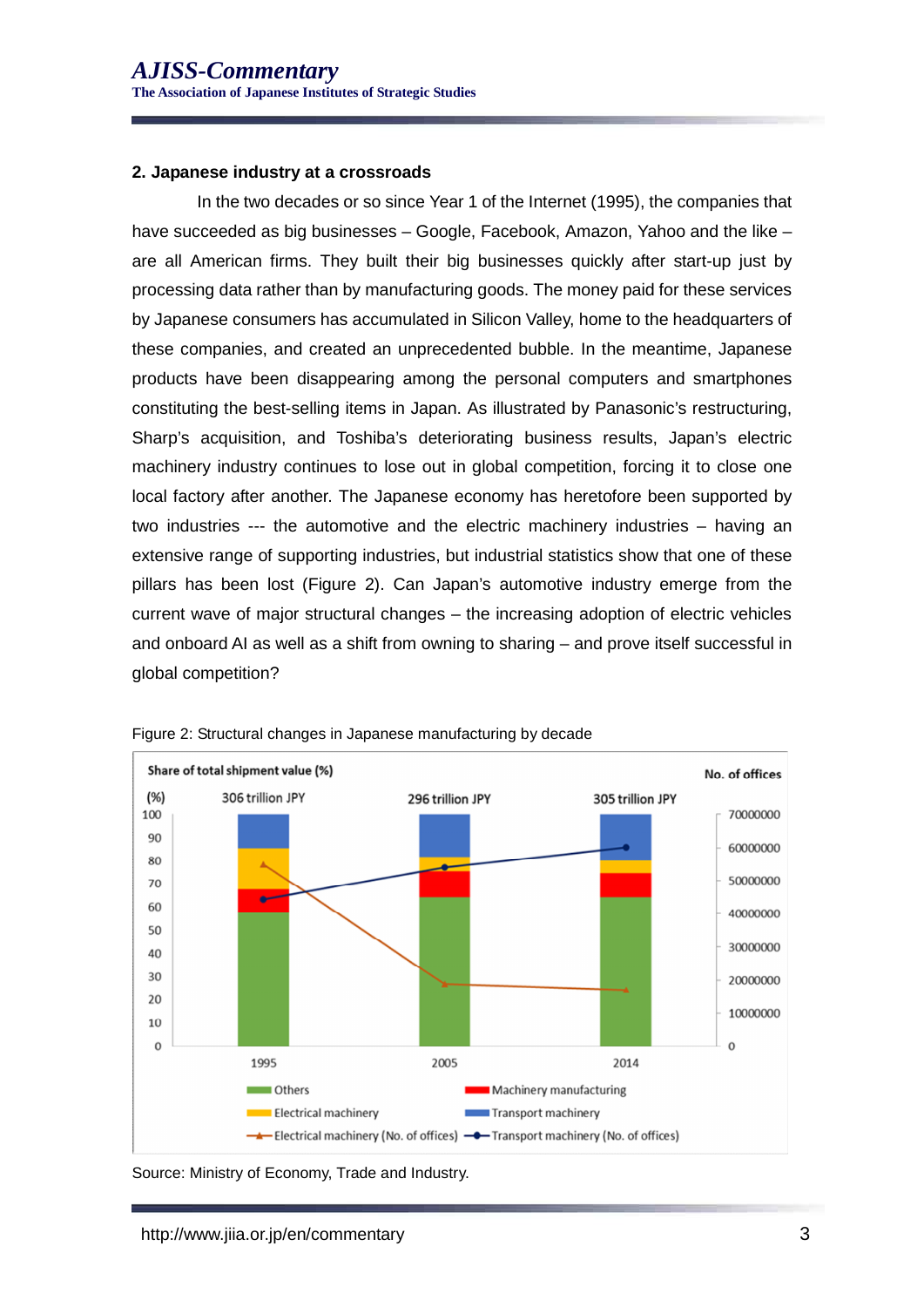## 2. Japanese industry at a crossroads

In the two decades or so since Year 1 of the Internet (1995), the companies that have succeeded as big businesses – Google, Facebook, Amazon, Yahoo and the like – are all American firms. They built their big businesses quickly after start-up just by processing data rather than by manufacturing goods. The money paid for these services by Japanese consumers has accumulated in Silicon Valley, home to the headquarters of these companies, and created an unprecedented bubble. In the meantime, Japanese products have been disappearing among the personal computers and smartphones constituting the best-selling items in Japan. As illustrated by Panasonic's restructuring, Sharp's acquisition, and Toshiba's deteriorating business results, Japan's electric machinery industry continues to lose out in global competition, forcing it to close one local factory after another. The Japanese economy has heretofore been supported by two industries --- the automotive and the electric machinery industries – having an extensive range of supporting industries, but industrial statistics show that one of these pillars has been lost (Figure 2). Can Japan's automotive industry emerge from the current wave of major structural changes – the increasing adoption of electric vehicles and onboard AI as well as a shift from owning to sharing – and prove itself successful in global competition?

Figure 2: Structural changes in Japanese manufacturing by decade

Source: Ministry of Economy, Trade and Industry.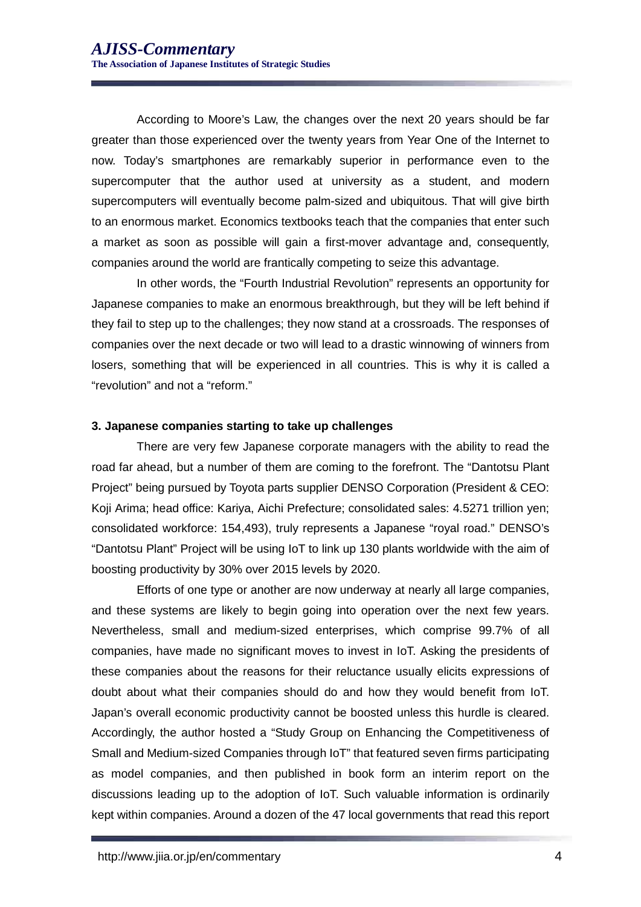According to Moore's Law, the changes over the next 20 years should be far greater than those experienced over the twenty years from Year One of the Internet to now. Today's smartphones are remarkably superior in performance even to the supercomputer that the author used at university as a student, and modern supercomputers will eventually become palm-sized and ubiquitous. That will give birth to an enormous market. Economics textbooks teach that the companies that enter such a market as soon as possible will gain a first-mover advantage and, consequently, companies around the world are frantically competing to seize this advantage.

In other words, the "Fourth Industrial Revolution" represents an opportunity for Japanese companies to make an enormous breakthrough, but they will be left behind if they fail to step up to the challenges; they now stand at a crossroads. The responses of companies over the next decade or two will lead to a drastic winnowing of winners from losers, something that will be experienced in all countries. This is why it is called a "revolution" and not a "reform."

**3. Japanese companies starting to take up challenges**

There are very few Japanese corporate managers with the ability to read the road far ahead, but a number of them are coming to the forefront. The "Dantotsu Plant Project" being pursued by Toyota parts supplier DENSO Corporation (President & CEO: Koji Arima; head office: Kariya, Aichi Prefecture; consolidated sales: 4.5271 trillion yen; consolidated workforce: 154,493), truly represents a Japanese "royal road." DENSO's "Dantotsu Plant" Project will be using IoT to link up 130 plants worldwide with the aim of boosting productivity by 30% over 2015 levels by 2020.

Efforts of one type or another are now underway at nearly all large companies, and these systems are likely to begin going into operation over the next few years. Nevertheless, small and medium-sized enterprises, which comprise 99.7% of all companies, have made no significant moves to invest in IoT. Asking the presidents of these companies about the reasons for their reluctance usually elicits expressions of doubt about what their companies should do and how they would benefit from IoT. Japan's overall economic productivity cannot be boosted unless this hurdle is cleared. Accordingly, the author hosted a "Study Group on Enhancing the Competitiveness of Small and Medium-sized Companies through IoT" that featured seven firms participating as model companies, and then published in book form an interim report on the discussions leading up to the adoption of IoT. Such valuable information is ordinarily kept within companies. Around a dozen of the 47 local governments that read this report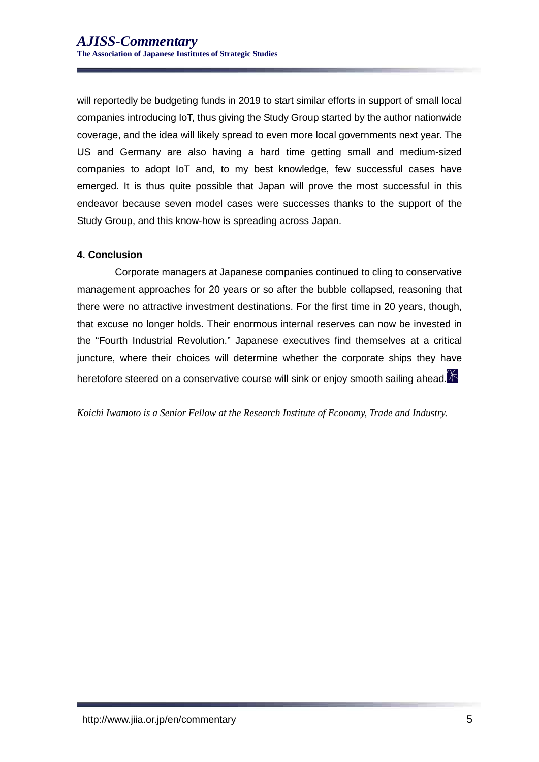will reportedly be budgeting funds in 2019 to start similar efforts in support of small local companies introducing IoT, thus giving the Study Group started by the author nationwide coverage, and the idea will likely spread to even more local governments next year. The US and Germany are also having a hard time getting small and medium-sized companies to adopt IoT and, to my best knowledge, few successful cases have emerged. It is thus quite possible that Japan will prove the most successful in this endeavor because seven model cases were successes thanks to the support of the Study Group, and this know-how is spreading across Japan.

**4. Conclusion**

Corporate managers at Japanese companies continued to cling to conservative management approaches for 20 years or so after the bubble collapsed, reasoning that there were no attractive investment destinations. For the first time in 20 years, though, that excuse no longer holds. Their enormous internal reserves can now be invested in the "Fourth Industrial Revolution." Japanese executives find themselves at a critical juncture, where their choices will determine whether the corporate ships they have heretofore steered on a conservative course will sink or enjoy smooth sailing ahead.

*Koichi Iwamoto is a Senior Fellow at the Research Institute of Economy, Trade and Industry.*